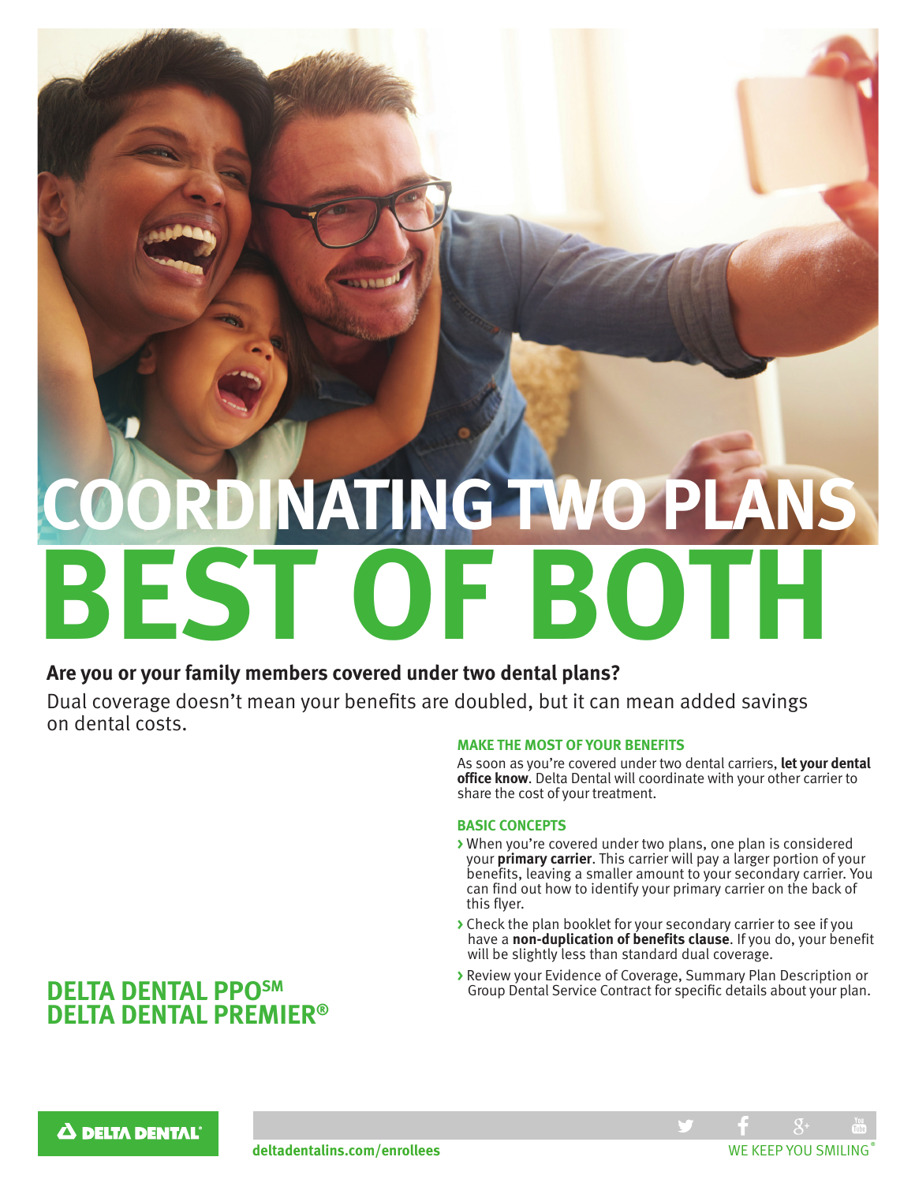# COORDINATING TWO PLANS

# BEST OF BOTH

**Are you or your family members covered under two dental plans?**

Dual coverage doesn't mean your benefits are doubled, but it can mean added savings on dental costs.

## DELTA DENTAL PPO℠
## DELTA DENTAL PREMIER®

### MAKE THE MOST OF YOUR BENEFITS

As soon as you're covered under two dental carriers, **let your dental office know**. Delta Dental will coordinate with your other carrier to share the cost of your treatment.

### BASIC CONCEPTS

- When you're covered under two plans, one plan is considered your **primary carrier**. This carrier will pay a larger portion of your benefits, leaving a smaller amount to your secondary carrier. You can find out how to identify your primary carrier on the back of this flyer.
- Check the plan booklet for your secondary carrier to see if you have a **non-duplication of benefits clause**. If you do, your benefit will be slightly less than standard dual coverage.
- Review your Evidence of Coverage, Summary Plan Description or Group Dental Service Contract for specific details about your plan.

DELTA DENTAL®

deltadentalins.com/enrollees

WE KEEP YOU SMILING®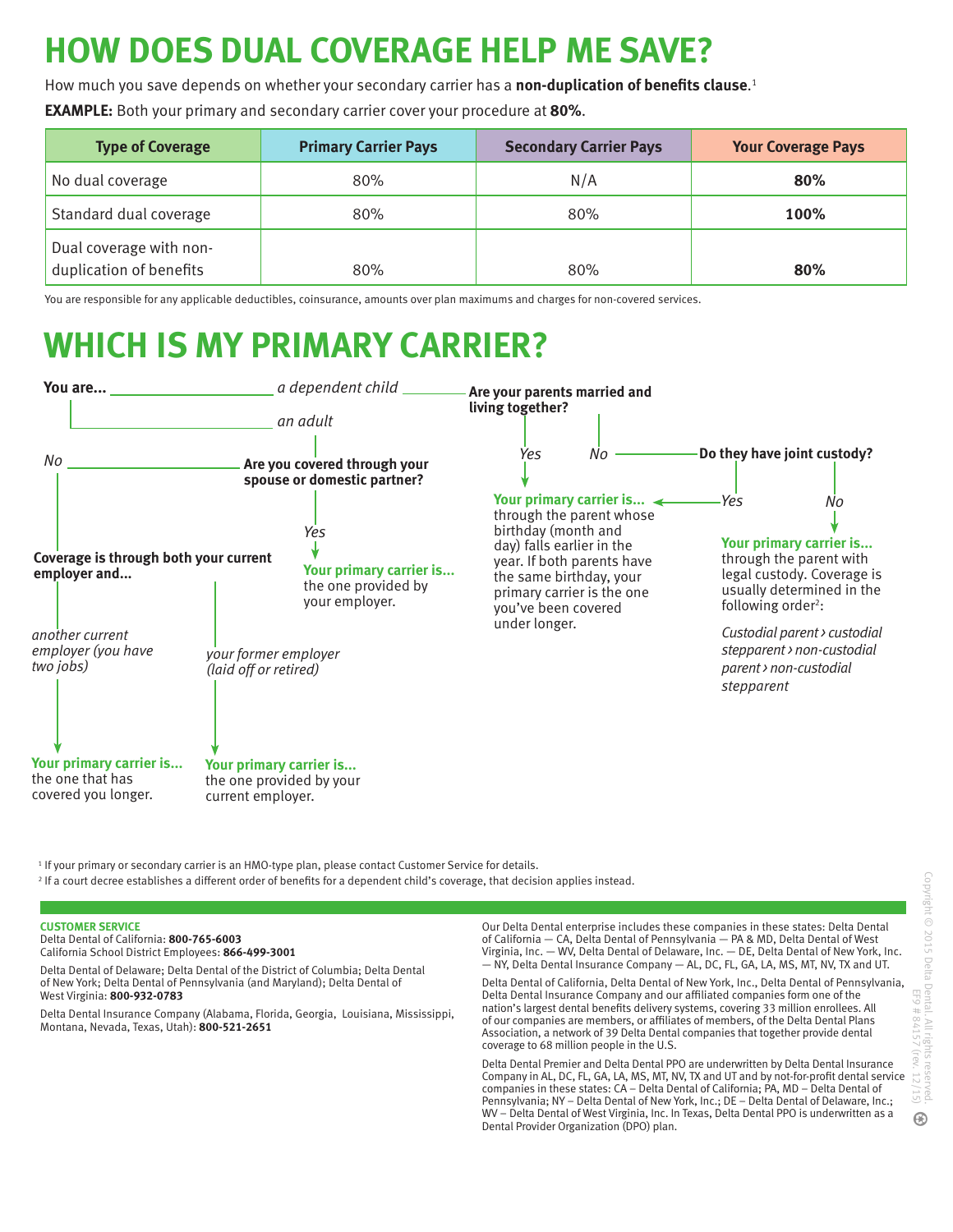# HOW DOES DUAL COVERAGE HELP ME SAVE?

How much you save depends on whether your secondary carrier has a **non-duplication of benefits clause**.[1]

**EXAMPLE:** Both your primary and secondary carrier cover your procedure at **80%**.

| Type of Coverage | Primary Carrier Pays | Secondary Carrier Pays | Your Coverage Pays |
|---|---|---|---|
| No dual coverage | 80% | N/A | **80%** |
| Standard dual coverage | 80% | 80% | **100%** |
| Dual coverage with non-duplication of benefits | 80% | 80% | **80%** |

You are responsible for any applicable deductibles, coinsurance, amounts over plan maximums and charges for non-covered services.

# WHICH IS MY PRIMARY CARRIER?

**You are...**

*a dependent child* → **Are your parents married and living together?**

- *Yes* → **Your primary carrier is...** through the parent whose birthday (month and day) falls earlier in the year. If both parents have the same birthday, your primary carrier is the one you've been covered under longer.
- *No* → **Do they have joint custody?**
  - *Yes* → **Your primary carrier is...** through the parent whose birthday (month and day) falls earlier in the year. If both parents have the same birthday, your primary carrier is the one you've been covered under longer.
  - *No* → **Your primary carrier is...** through the parent with legal custody. Coverage is usually determined in the following order[2]:

    *Custodial parent › custodial stepparent › non-custodial parent › non-custodial stepparent*

*an adult* → **Are you covered through your spouse or domestic partner?**

- *Yes* → **Your primary carrier is...** the one provided by your employer.
- *No* → **Coverage is through both your current employer and...**
  - *another current employer (you have two jobs)* → **Your primary carrier is...** the one that has covered you longer.
  - *your former employer (laid off or retired)* → **Your primary carrier is...** the one provided by your current employer.

[1] If your primary or secondary carrier is an HMO-type plan, please contact Customer Service for details.

[2] If a court decree establishes a different order of benefits for a dependent child's coverage, that decision applies instead.

**CUSTOMER SERVICE**
Delta Dental of California: **800-765-6003**
California School District Employees: **866-499-3001**

Delta Dental of Delaware; Delta Dental of the District of Columbia; Delta Dental of New York; Delta Dental of Pennsylvania (and Maryland); Delta Dental of West Virginia: **800-932-0783**

Delta Dental Insurance Company (Alabama, Florida, Georgia, Louisiana, Mississippi, Montana, Nevada, Texas, Utah): **800-521-2651**

Our Delta Dental enterprise includes these companies in these states: Delta Dental of California — CA, Delta Dental of Pennsylvania — PA & MD, Delta Dental of West Virginia, Inc. — WV, Delta Dental of Delaware, Inc. — DE, Delta Dental of New York, Inc. — NY, Delta Dental Insurance Company — AL, DC, FL, GA, LA, MS, MT, NV, TX and UT.

Delta Dental of California, Delta Dental of New York, Inc., Delta Dental of Pennsylvania, Delta Dental Insurance Company and our affiliated companies form one of the nation's largest dental benefits delivery systems, covering 33 million enrollees. All of our companies are members, or affiliates of members, of the Delta Dental Plans Association, a network of 39 Delta Dental companies that together provide dental coverage to 68 million people in the U.S.

Delta Dental Premier and Delta Dental PPO are underwritten by Delta Dental Insurance Company in AL, DC, FL, GA, LA, MS, MT, NV, TX and UT and by not-for-profit dental service companies in these states: CA – Delta Dental of California; PA, MD – Delta Dental of Pennsylvania; NY – Delta Dental of New York, Inc.; DE – Delta Dental of Delaware, Inc.; WV – Delta Dental of West Virginia, Inc. In Texas, Delta Dental PPO is underwritten as a Dental Provider Organization (DPO) plan.

Copyright © 2015 Delta Dental. All rights reserved. EF9 #84157 (rev. 12/15)